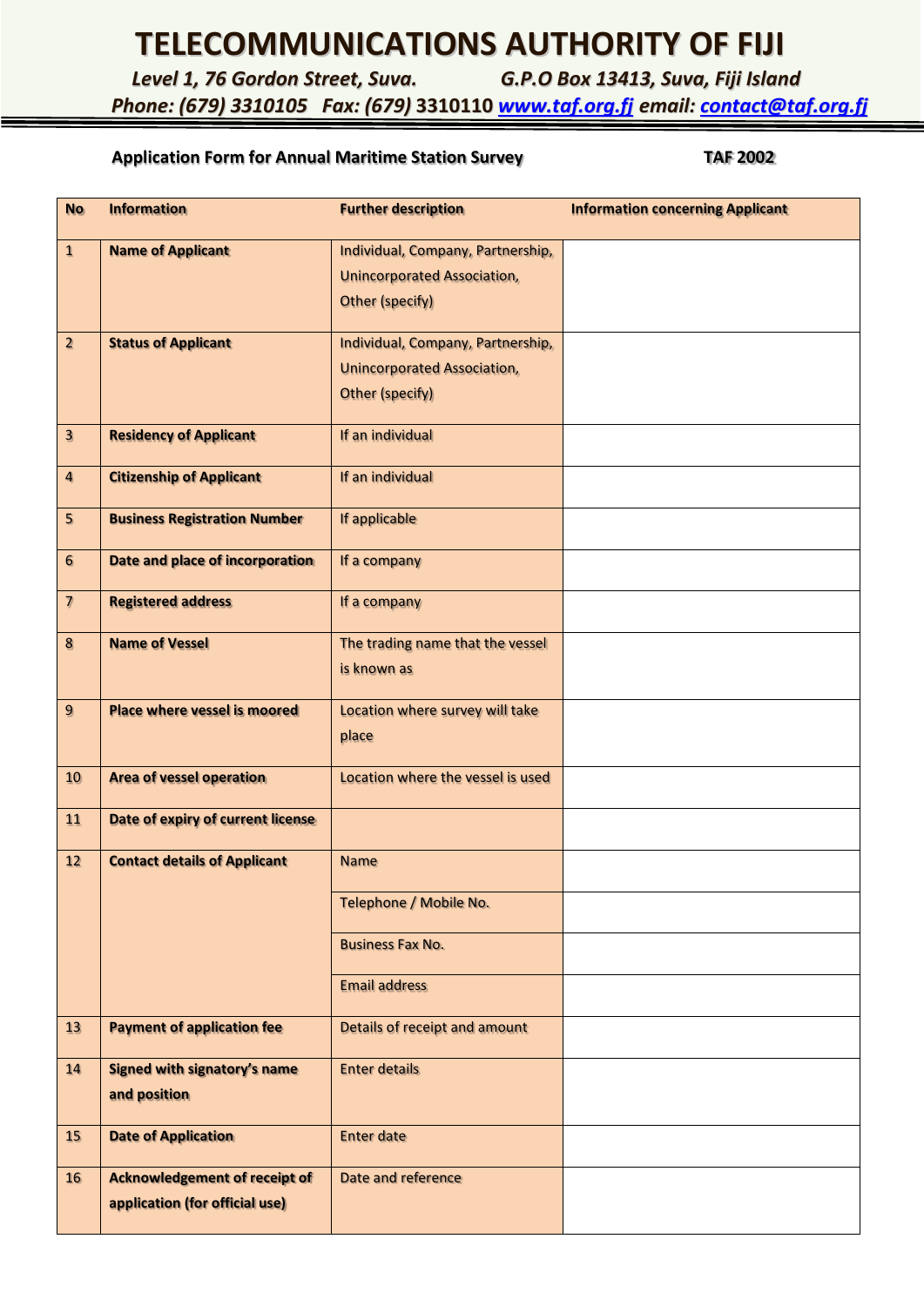# TELECOMMUNICATIONS AUTHORITY OF FIJI

*Level 1, 76 Gordon Street, Suva.* *G.P.O Box 13413, Suva, Fiji Island*

*Phone: (679) 3310105 Fax: (679)* 3310110 *[www.taf.org.fj](http://www.taf.org.fj) email: [contact@taf.org.fj](mailto:contact@taf.org.fj)*

**Application Form for Annual Maritime Station Survey** **TAF 2002**

| No | Information | Further description | Information concerning Applicant |
|---|---|---|---|
| 1 | Name of Applicant | Individual, Company, Partnership, Unincorporated Association, Other (specify) | |
| 2 | Status of Applicant | Individual, Company, Partnership, Unincorporated Association, Other (specify) | |
| 3 | Residency of Applicant | If an individual | |
| 4 | Citizenship of Applicant | If an individual | |
| 5 | Business Registration Number | If applicable | |
| 6 | Date and place of incorporation | If a company | |
| 7 | Registered address | If a company | |
| 8 | Name of Vessel | The trading name that the vessel is known as | |
| 9 | Place where vessel is moored | Location where survey will take place | |
| 10 | Area of vessel operation | Location where the vessel is used | |
| 11 | Date of expiry of current license | | |
| 12 | Contact details of Applicant | Name | |
| | | Telephone / Mobile No. | |
| | | Business Fax No. | |
| | | Email address | |
| 13 | Payment of application fee | Details of receipt and amount | |
| 14 | Signed with signatory's name and position | Enter details | |
| 15 | Date of Application | Enter date | |
| 16 | Acknowledgement of receipt of application (for official use) | Date and reference | |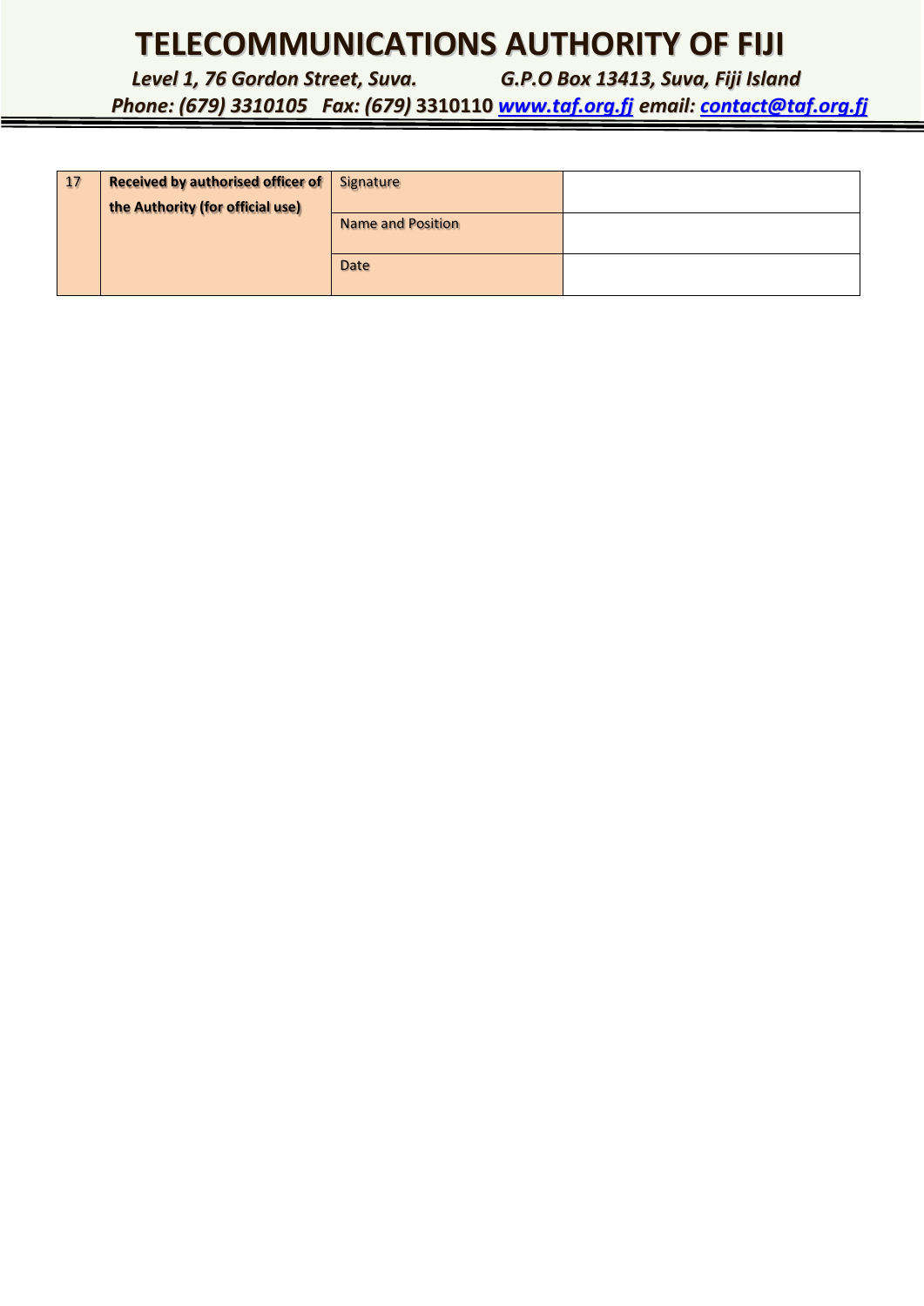| | | | |
|---|---|---|---|
| 17 | **Received by authorised officer of the Authority (for official use)** | Signature | |
| | | Name and Position | |
| | | Date | |